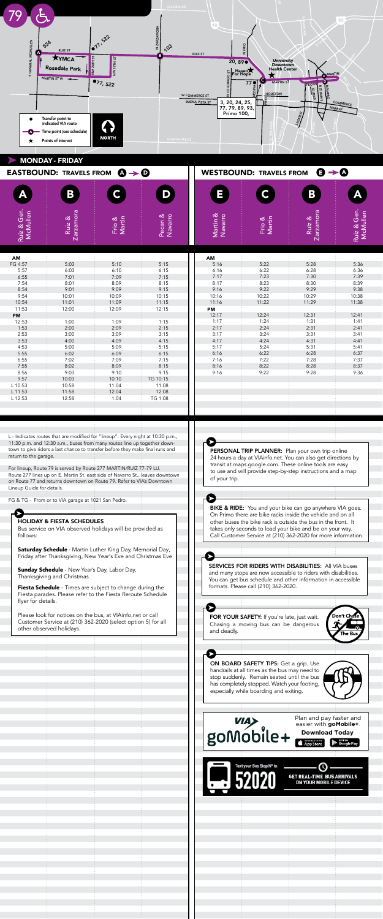# 79

## MONDAY - FRIDAY

### EASTBOUND: TRAVELS FROM A → D

| A Ruiz & Gen. McMullen | B Ruiz & Zarzamora | C Frio & Martin | D Pecan & Navarro |
|---|---|---|---|
| **AM** | | | |
| FG 4:57 | 5:03 | 5:10 | 5:15 |
| 5:57 | 6:03 | 6:10 | 6:15 |
| 6:55 | 7:01 | 7:09 | 7:15 |
| 7:54 | 8:01 | 8:09 | 8:15 |
| 8:54 | 9:01 | 9:09 | 9:15 |
| 9:54 | 10:01 | 10:09 | 10:15 |
| 10:54 | 11:01 | 11:09 | 11:15 |
| 11:53 | 12:00 | 12:09 | 12:15 |
| **PM** | | | |
| 12:53 | 1:00 | 1:09 | 1:15 |
| 1:53 | 2:00 | 2:09 | 2:15 |
| 2:53 | 3:00 | 3:09 | 3:15 |
| 3:53 | 4:00 | 4:09 | 4:15 |
| 4:53 | 5:00 | 5:09 | 5:15 |
| 5:55 | 6:02 | 6:09 | 6:15 |
| 6:55 | 7:02 | 7:09 | 7:15 |
| 7:55 | 8:02 | 8:09 | 8:15 |
| 8:56 | 9:03 | 9:10 | 9:15 |
| 9:57 | 10:03 | 10:10 | TG 10:15 |
| L 10:53 | 10:58 | 11:04 | 11:08 |
| L 11:53 | 11:58 | 12:04 | 12:08 |
| L 12:53 | 12:58 | 1:04 | TG 1:08 |

### WESTBOUND: TRAVELS FROM E → A

| E Martin & Navarro | C Frio & Martin | B Ruiz & Zarzamora | A Ruiz & Gen. McMullen |
|---|---|---|---|
| **AM** | | | |
| 5:16 | 5:22 | 5:28 | 5:36 |
| 6:16 | 6:22 | 6:28 | 6:36 |
| 7:17 | 7:23 | 7:30 | 7:39 |
| 8:17 | 8:23 | 8:30 | 8:39 |
| 9:16 | 9:22 | 9:29 | 9:38 |
| 10:16 | 10:22 | 10:29 | 10:38 |
| 11:16 | 11:22 | 11:29 | 11:38 |
| **PM** | | | |
| 12:17 | 12:24 | 12:31 | 12:41 |
| 1:17 | 1:24 | 1:31 | 1:41 |
| 2:17 | 2:24 | 2:31 | 2:41 |
| 3:17 | 3:24 | 3:31 | 3:41 |
| 4:17 | 4:24 | 4:31 | 4:41 |
| 5:17 | 5:24 | 5:31 | 5:41 |
| 6:16 | 6:22 | 6:28 | 6:37 |
| 7:16 | 7:22 | 7:28 | 7:37 |
| 8:16 | 8:22 | 8:28 | 8:37 |
| 9:16 | 9:22 | 9:28 | 9:36 |

L - Indicates routes that are modified for "lineup". Every night at 10:30 p.m., 11:30 p.m. and 12:30 a.m., buses from many routes line up together downtown to give riders a last chance to transfer before they make final runs and return to the garage.

For lineup, Route 79 is served by Route 277 MARTIN/RUIZ 77-79 LU. Route 277 lines up on E. Martin St. east side of Navarro St., leaves downtown on Route 77 and returns downtown on Route 79. Refer to VIA's Downtown Lineup Guide for details.

FG & TG - From or to VIA garage at 1021 San Pedro.

**HOLIDAY & FIESTA SCHEDULES**

Bus service on VIA observed holidays will be provided as follows:

**Saturday Schedule** - Martin Luther King Day, Memorial Day, Friday after Thanksgiving, New Year's Eve and Christmas Eve

**Sunday Schedule** - New Year's Day, Labor Day, Thanksgiving and Christmas

**Fiesta Schedule** - Times are subject to change during the Fiesta parades. Please refer to the Fiesta Reroute Schedule flyer for details.

Please look for notices on the bus, at VIAinfo.net or call Customer Service at (210) 362-2020 (select option 5) for all other observed holidays.

**PERSONAL TRIP PLANNER:** Plan your own trip online 24 hours a day at VIAinfo.net. You can also get directions by transit at maps.google.com. These online tools are easy to use and will provide step-by-step instructions and a map of your trip.

**BIKE & RIDE:** You and your bike can go anywhere VIA goes. On Primo there are bike racks inside the vehicle and on all other buses the bike rack is outside the bus in the front. It takes only seconds to load your bike and be on your way. Call Customer Service at (210) 362-2020 for more information.

**SERVICES FOR RIDERS WITH DISABILITIES:** All VIA buses and many stops are now accessible to riders with disabilities. You can get bus schedule and other information in accessible formats. Please call (210) 362-2020.

**FOR YOUR SAFETY:** If you're late, just wait. Chasing a moving bus can be dangerous and deadly.

**ON BOARD SAFETY TIPS:** Get a grip. Use handrails at all times as the bus may need to stop suddenly. Remain seated until the bus has completely stopped. Watch your footing, especially while boarding and exiting.

goMobile+ — Plan and pay faster and easier with **goMobile+**. **Download Today**

Text your Bus Stop N° to: 52020 — GET REAL-TIME BUS ARRIVALS ON YOUR MOBILE DEVICE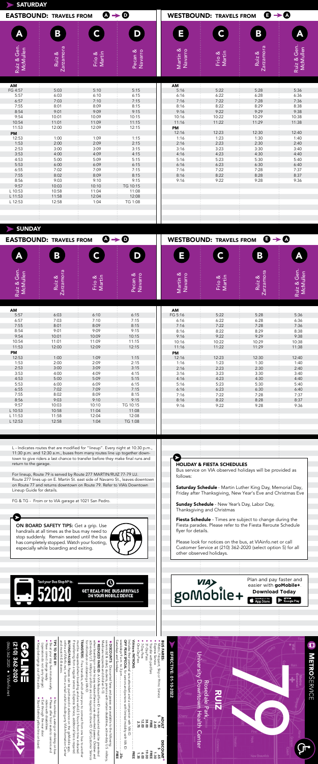## SATURDAY

### EASTBOUND: TRAVELS FROM A → D

| A Ruiz & Gen. McMullen | B Ruiz & Zarzamora | C Frio & Martin | D Pecan & Navarro |
|---|---|---|---|
| **AM** | | | |
| FG 4:57 | 5:03 | 5:10 | 5:15 |
| 5:57 | 6:03 | 6:10 | 6:15 |
| 6:57 | 7:03 | 7:10 | 7:15 |
| 7:55 | 8:01 | 8:09 | 8:15 |
| 8:54 | 9:01 | 9:09 | 9:15 |
| 9:54 | 10:01 | 10:09 | 10:15 |
| 10:54 | 11:01 | 11:09 | 11:15 |
| 11:53 | 12:00 | 12:09 | 12:15 |
| **PM** | | | |
| 12:53 | 1:00 | 1:09 | 1:15 |
| 1:53 | 2:00 | 2:09 | 2:15 |
| 2:53 | 3:00 | 3:09 | 3:15 |
| 3:53 | 4:00 | 4:09 | 4:15 |
| 4:53 | 5:00 | 5:09 | 5:15 |
| 5:53 | 6:00 | 6:09 | 6:15 |
| 6:55 | 7:02 | 7:09 | 7:15 |
| 7:55 | 8:02 | 8:09 | 8:15 |
| 8:56 | 9:03 | 9:10 | 9:15 |
| 9:57 | 10:03 | 10:10 | TG 10:15 |
| L 10:53 | 10:58 | 11:04 | 11:08 |
| L 11:53 | 11:58 | 12:04 | 12:08 |
| L 12:53 | 12:58 | 1:04 | TG 1:08 |

### WESTBOUND: TRAVELS FROM E → A

| E Martin & Navarro | C Frio & Martin | B Ruiz & Zarzamora | A Ruiz & Gen. McMullen |
|---|---|---|---|
| **AM** | | | |
| 5:16 | 5:22 | 5:28 | 5:36 |
| 6:16 | 6:22 | 6:28 | 6:36 |
| 7:16 | 7:22 | 7:28 | 7:36 |
| 8:16 | 8:22 | 8:29 | 8:38 |
| 9:16 | 9:22 | 9:29 | 9:38 |
| 10:16 | 10:22 | 10:29 | 10:38 |
| 11:16 | 11:22 | 11:29 | 11:38 |
| **PM** | | | |
| 12:16 | 12:23 | 12:30 | 12:40 |
| 1:16 | 1:23 | 1:30 | 1:40 |
| 2:16 | 2:23 | 2:30 | 2:40 |
| 3:16 | 3:23 | 3:30 | 3:40 |
| 4:16 | 4:23 | 4:30 | 4:40 |
| 5:16 | 5:23 | 5:30 | 5:40 |
| 6:16 | 6:23 | 6:30 | 6:40 |
| 7:16 | 7:22 | 7:28 | 7:37 |
| 8:16 | 8:22 | 8:28 | 8:37 |
| 9:16 | 9:22 | 9:28 | 9:36 |

## SUNDAY

### EASTBOUND: TRAVELS FROM A → D

| A Ruiz & Gen. McMullen | B Ruiz & Zarzamora | C Frio & Martin | D Pecan & Navarro |
|---|---|---|---|
| **AM** | | | |
| 5:57 | 6:03 | 6:10 | 6:15 |
| 6:57 | 7:03 | 7:10 | 7:15 |
| 7:55 | 8:01 | 8:09 | 8:15 |
| 8:54 | 9:01 | 9:09 | 9:15 |
| 9:54 | 10:01 | 10:09 | 10:15 |
| 10:54 | 11:01 | 11:09 | 11:15 |
| 11:53 | 12:00 | 12:09 | 12:15 |
| **PM** | | | |
| 12:53 | 1:00 | 1:09 | 1:15 |
| 1:53 | 2:00 | 2:09 | 2:15 |
| 2:53 | 3:00 | 3:09 | 3:15 |
| 3:53 | 4:00 | 4:09 | 4:15 |
| 4:53 | 5:00 | 5:09 | 5:15 |
| 5:53 | 6:00 | 6:09 | 6:15 |
| 6:55 | 7:02 | 7:09 | 7:15 |
| 7:55 | 8:02 | 8:09 | 8:15 |
| 8:56 | 9:03 | 9:10 | 9:15 |
| 9:57 | 10:03 | 10:10 | TG 10:15 |
| L 10:53 | 10:58 | 11:04 | 11:08 |
| L 11:53 | 11:58 | 12:04 | 12:08 |
| L 12:53 | 12:58 | 1:04 | TG 1:08 |

### WESTBOUND: TRAVELS FROM E → A

| E Martin & Navarro | C Frio & Martin | B Ruiz & Zarzamora | A Ruiz & Gen. McMullen |
|---|---|---|---|
| **AM** | | | |
| FG 5:16 | 5:22 | 5:28 | 5:36 |
| 6:16 | 6:22 | 6:28 | 6:36 |
| 7:16 | 7:22 | 7:28 | 7:36 |
| 8:16 | 8:22 | 8:29 | 8:38 |
| 9:16 | 9:22 | 9:29 | 9:38 |
| 10:16 | 10:22 | 10:29 | 10:38 |
| 11:16 | 11:22 | 11:29 | 11:38 |
| **PM** | | | |
| 12:16 | 12:23 | 12:30 | 12:40 |
| 1:16 | 1:23 | 1:30 | 1:40 |
| 2:16 | 2:23 | 2:30 | 2:40 |
| 3:16 | 3:23 | 3:30 | 3:40 |
| 4:16 | 4:23 | 4:30 | 4:40 |
| 5:16 | 5:23 | 5:30 | 5:40 |
| 6:16 | 6:23 | 6:30 | 6:40 |
| 7:16 | 7:22 | 7:28 | 7:37 |
| 8:16 | 8:22 | 8:28 | 8:37 |
| 9:16 | 9:22 | 9:28 | 9:36 |

L - Indicates routes that are modified for "lineup". Every night at 10:30 p.m., 11:30 p.m. and 12:30 a.m., buses from many routes line up together downtown to give riders a last chance to transfer before they make final runs and return to the garage.

For lineup, Route 79 is served by Route 277 MARTIN/RUIZ 77-79 LU. Route 277 lines up on E. Martin St. east side of Navarro St., leaves downtown on Route 77 and returns downtown on Route 79. Refer to VIA's Downtown Lineup Guide for details.

FG & TG - From or to VIA garage at 1021 San Pedro.

**ON BOARD SAFETY TIPS:** Get a grip. Use handrails at all times as the bus may need to stop suddenly. Remain seated until the bus has completely stopped. Watch your footing, especially while boarding and exiting.

Text your Bus Stop Nº to: **52020** GET REAL-TIME BUS ARRIVALS ON YOUR MOBILE DEVICE

### HOLIDAY & FIESTA SCHEDULES

Bus service on VIA observed holidays will be provided as follows:

**Saturday Schedule** - Martin Luther King Day, Memorial Day, Friday after Thanksgiving, New Year's Eve and Christmas Eve

**Sunday Schedule** - New Year's Day, Labor Day, Thanksgiving and Christmas

**Fiesta Schedule** - Times are subject to change during the Fiesta parades. Please refer to the Fiesta Reroute Schedule flyer for details.

Please look for notices on the bus, at VIAinfo.net or call Customer Service at (210) 362-2020 (select option 5) for all other observed holidays.

goMobile+ Plan and pay faster and easier with **goMobile+**. **Download Today**

# METROSERVICE

# 79 RUIZ

Rosedale Park, University Downtown Health Center

**EFFECTIVE: 01-10-2022**

**BUS FARES**

| | ADULT | DISCOUNT* |
|---|---|---|
| Metro, Frequent, Skip or Primo Service | $ 1.30 | $ .65 |
| Express Service | 2.60 | 1.30 |
| Transfer with paid fare | FREE | FREE |
| 31-Day Pass | 38.00 | 19.00 |
| 7-Day Pass | 12.00 | 6.00 |
| One-Day Pass | 2.75 | 1.35 |

VIAtrans PATRONS: Fare attendant and a companion with VIA ID .... FREE

OFF PEAK SPECIAL for seniors and persons with limited mobility with VIA ID weekdays 9 a.m. to 3 p.m. .... 25¢
Saturdays and Sundays .... FREE

● **DISCOUNTS:** Discounted fares and passes are available to the following: students 5-18, seniors 62+, persons with certain disabilities, active-duty U.S. military, Medicare recipients and children 5-12.

● **REDUCED FARE ID:** Valid VIA Reduced Fare ID card, or other eligible ID, must be shown when boarding in order to pay reduced fares or use discounted passes. Children and seniors age 75 and over are not required to show ID. Call Customer Service for information on obtaining a VIA ID.

**TRANSFERS:** Free transfers, which allow you to connect from one bus to another within a specified timeframe, are available when boarding and paying your fare. If transferring from a regular service to Express Service, additional fare is required.

**BUYING PASSES:** Passes can be purchased on board most buses, through the goMobile+ app, at VIA Customer Service locations or at a number of VIA Authorized Outlets. Visit VIAinfo.net for a list of locations.

**TIPS TO RIDE BY:**
- Be at your stop five minutes early
- Have correct change ready
- Stand behind yellow line on board
- Keep belongings out of the aisle
- No food, drinks, smoking on bus
- Please offer front seats to senior riders with disabilities
- Exit through the rear door

**(210) 362-2020**
(866) 362-2020 • VIAinfo.net